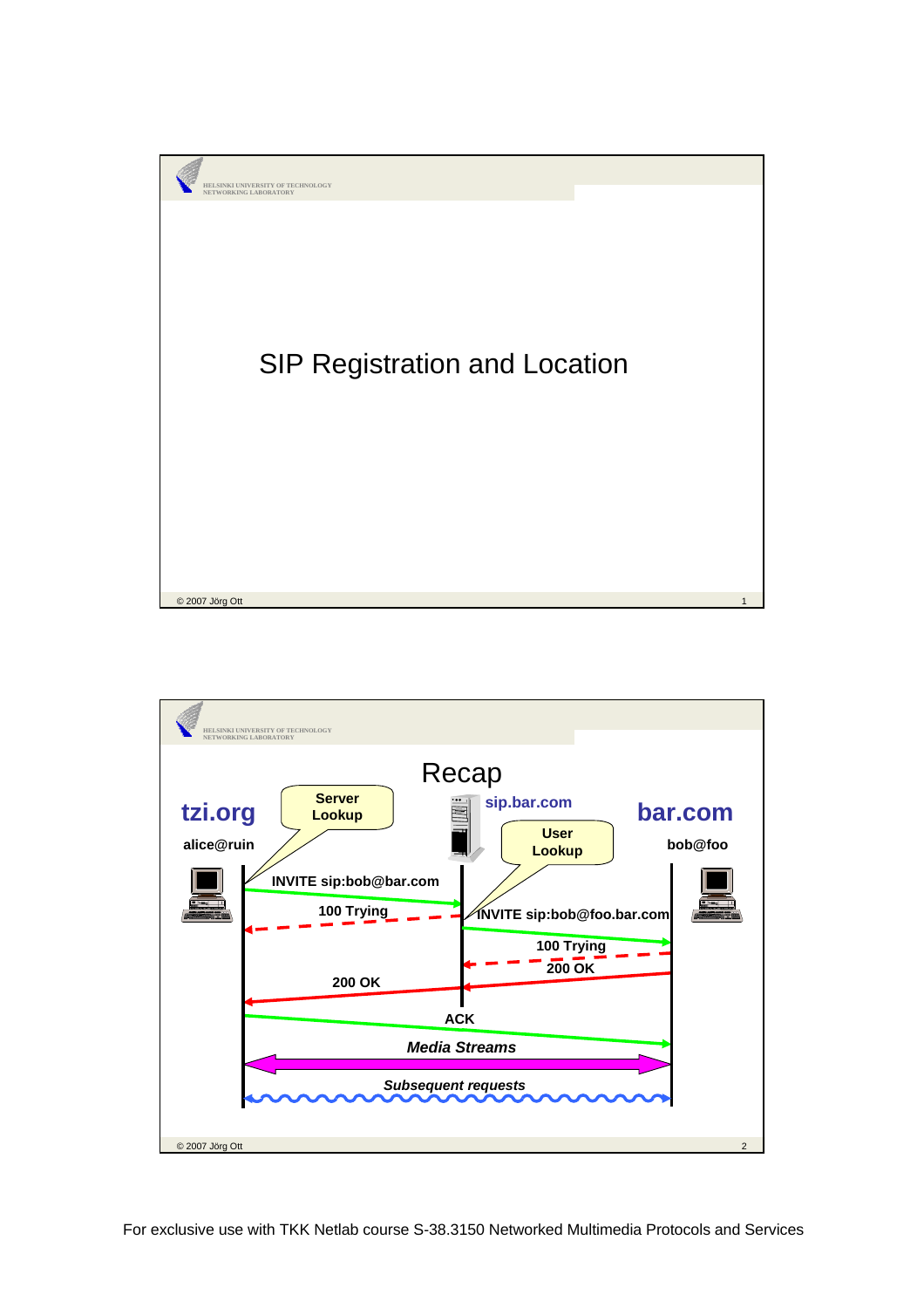# SIP Registration and Location

## Recap

**tzi.org**

alice@ruin

**sip.bar.com**

**bar.com**

bob@foo

Server Lookup

User Lookup

INVITE sip:bob@bar.com

100 Trying

INVITE sip:bob@foo.bar.com

100 Trying

200 OK

200 OK

ACK

*Media Streams*

*Subsequent requests*

For exclusive use with TKK Netlab course S-38.3150 Networked Multimedia Protocols and Services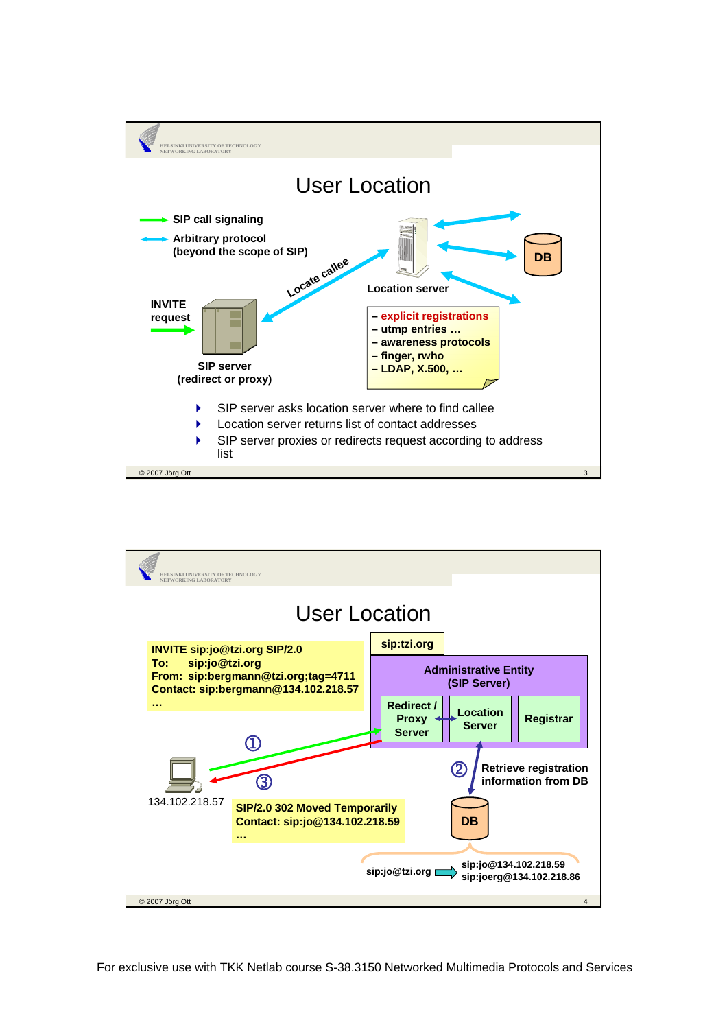# User Location

- SIP call signaling
- Arbitrary protocol (beyond the scope of SIP)

INVITE request

SIP server (redirect or proxy)

Locate callee

Location server

DB

- explicit registrations
- utmp entries …
- awareness protocols
- finger, rwho
- LDAP, X.500, …

- SIP server asks location server where to find callee
- Location server returns list of contact addresses
- SIP server proxies or redirects request according to address list

© 2007 Jörg Ott

# User Location

INVITE sip:jo@tzi.org SIP/2.0
To: sip:jo@tzi.org
From: sip:bergmann@tzi.org;tag=4711
Contact: sip:bergmann@134.102.218.57
…

sip:tzi.org

Administrative Entity (SIP Server)

Redirect / Proxy Server | Location Server | Registrar

① 

② Retrieve registration information from DB

③

134.102.218.57

SIP/2.0 302 Moved Temporarily
Contact: sip:jo@134.102.218.59
…

DB

sip:jo@tzi.org → sip:jo@134.102.218.59, sip:joerg@134.102.218.86

© 2007 Jörg Ott

For exclusive use with TKK Netlab course S-38.3150 Networked Multimedia Protocols and Services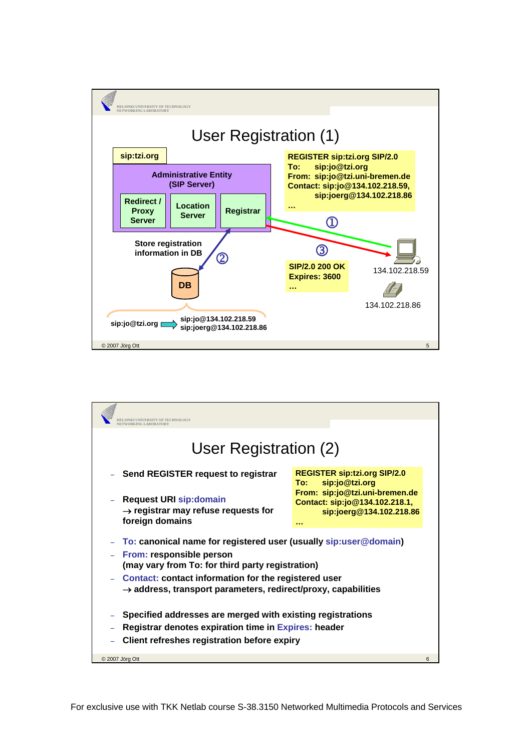# User Registration (1)

sip:tzi.org

**Administrative Entity (SIP Server)**

- Redirect / Proxy Server
- Location Server
- Registrar

```
REGISTER sip:tzi.org SIP/2.0
To:     sip:jo@tzi.org
From:  sip:jo@tzi.uni-bremen.de
Contact: sip:jo@134.102.218.59,
         sip:joerg@134.102.218.86
…
```

① REGISTER → Registrar

② Store registration information in DB

③

```
SIP/2.0 200 OK
Expires: 3600
…
```

134.102.218.59

134.102.218.86

DB

sip:jo@tzi.org → sip:jo@134.102.218.59, sip:joerg@134.102.218.86

# User Registration (2)

- Send REGISTER request to registrar
- Request URI sip:domain
  → registrar may refuse requests for foreign domains

```
REGISTER sip:tzi.org SIP/2.0
To:     sip:jo@tzi.org
From:  sip:jo@tzi.uni-bremen.de
Contact: sip:jo@134.102.218.1,
         sip:joerg@134.102.218.86
…
```

- To: canonical name for registered user (usually sip:user@domain)
- From: responsible person
  (may vary from To: for third party registration)
- Contact: contact information for the registered user
  → address, transport parameters, redirect/proxy, capabilities

- Specified addresses are merged with existing registrations
- Registrar denotes expiration time in Expires: header
- Client refreshes registration before expiry

For exclusive use with TKK Netlab course S-38.3150 Networked Multimedia Protocols and Services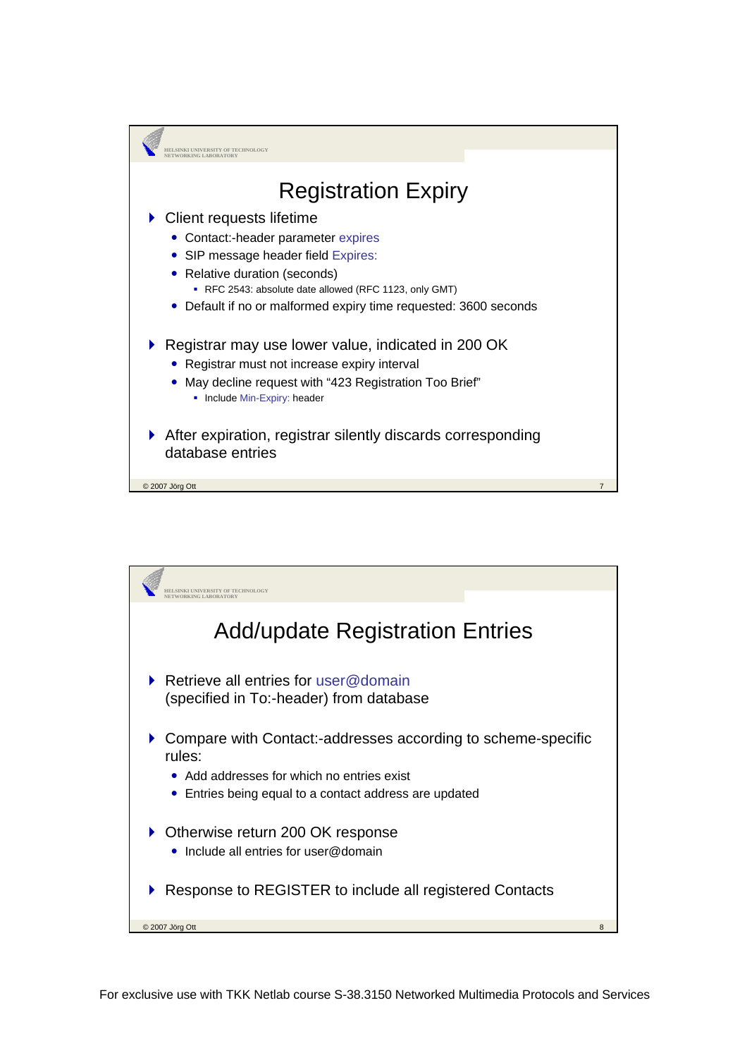# Registration Expiry

- Client requests lifetime
  - Contact:-header parameter expires
  - SIP message header field Expires:
  - Relative duration (seconds)
    - RFC 2543: absolute date allowed (RFC 1123, only GMT)
  - Default if no or malformed expiry time requested: 3600 seconds

- Registrar may use lower value, indicated in 200 OK
  - Registrar must not increase expiry interval
  - May decline request with "423 Registration Too Brief"
    - Include Min-Expiry: header

- After expiration, registrar silently discards corresponding database entries

# Add/update Registration Entries

- Retrieve all entries for user@domain (specified in To:-header) from database

- Compare with Contact:-addresses according to scheme-specific rules:
  - Add addresses for which no entries exist
  - Entries being equal to a contact address are updated

- Otherwise return 200 OK response
  - Include all entries for user@domain

- Response to REGISTER to include all registered Contacts

For exclusive use with TKK Netlab course S-38.3150 Networked Multimedia Protocols and Services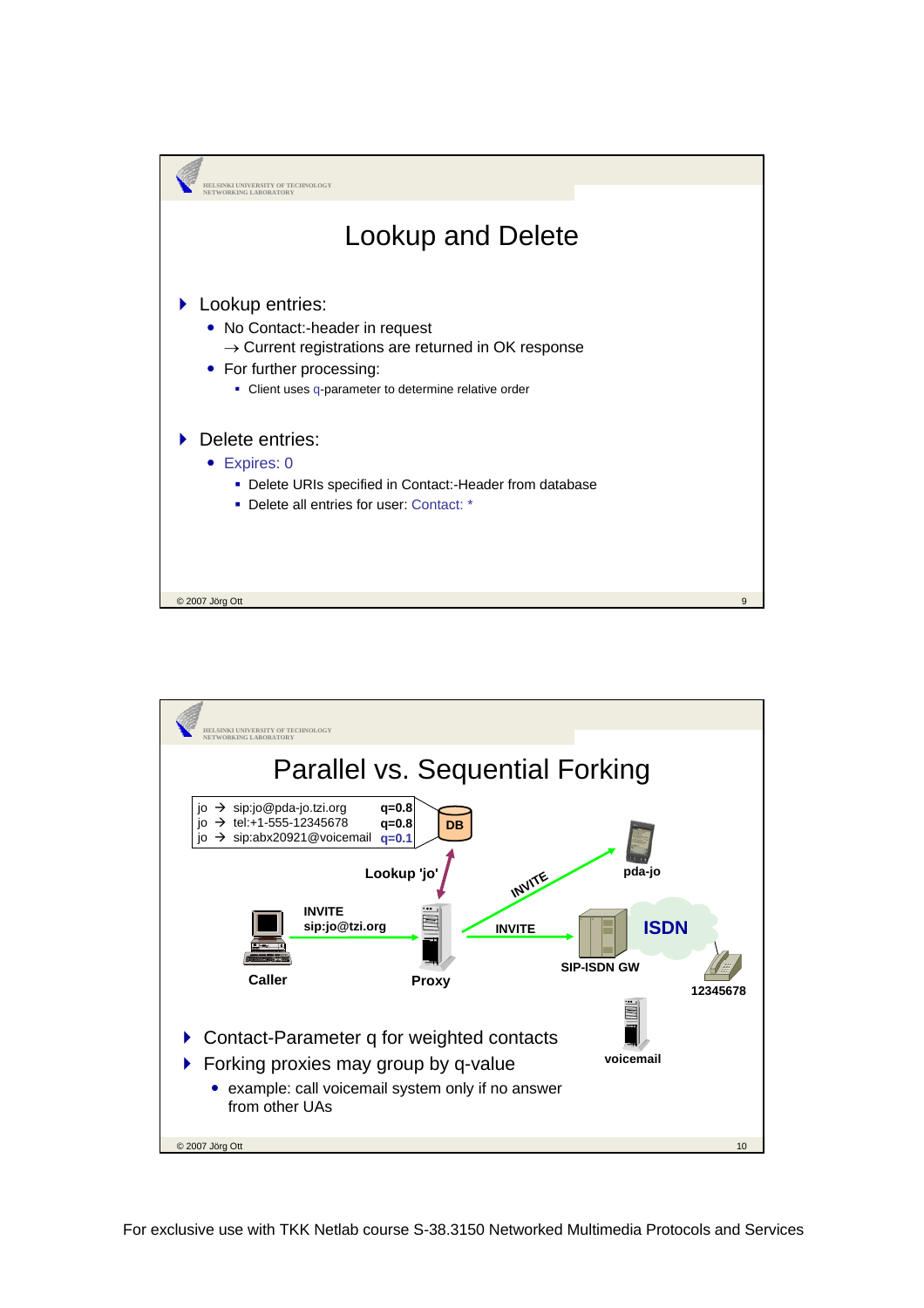# Lookup and Delete

- Lookup entries:
  - No Contact:-header in request
    → Current registrations are returned in OK response
  - For further processing:
    - Client uses q-parameter to determine relative order
- Delete entries:
  - Expires: 0
    - Delete URIs specified in Contact:-Header from database
    - Delete all entries for user: Contact: *

# Parallel vs. Sequential Forking

| | | |
|---|---|---|
| jo → sip:jo@pda-jo.tzi.org | | q=0.8 |
| jo → tel:+1-555-12345678 | | q=0.8 |
| jo → sip:abx20921@voicemail | | q=0.1 |

DB

Lookup 'jo'

INVITE sip:jo@tzi.org

Caller

Proxy

INVITE

INVITE

pda-jo

SIP-ISDN GW

ISDN

12345678

voicemail

- Contact-Parameter q for weighted contacts
- Forking proxies may group by q-value
  - example: call voicemail system only if no answer from other UAs

For exclusive use with TKK Netlab course S-38.3150 Networked Multimedia Protocols and Services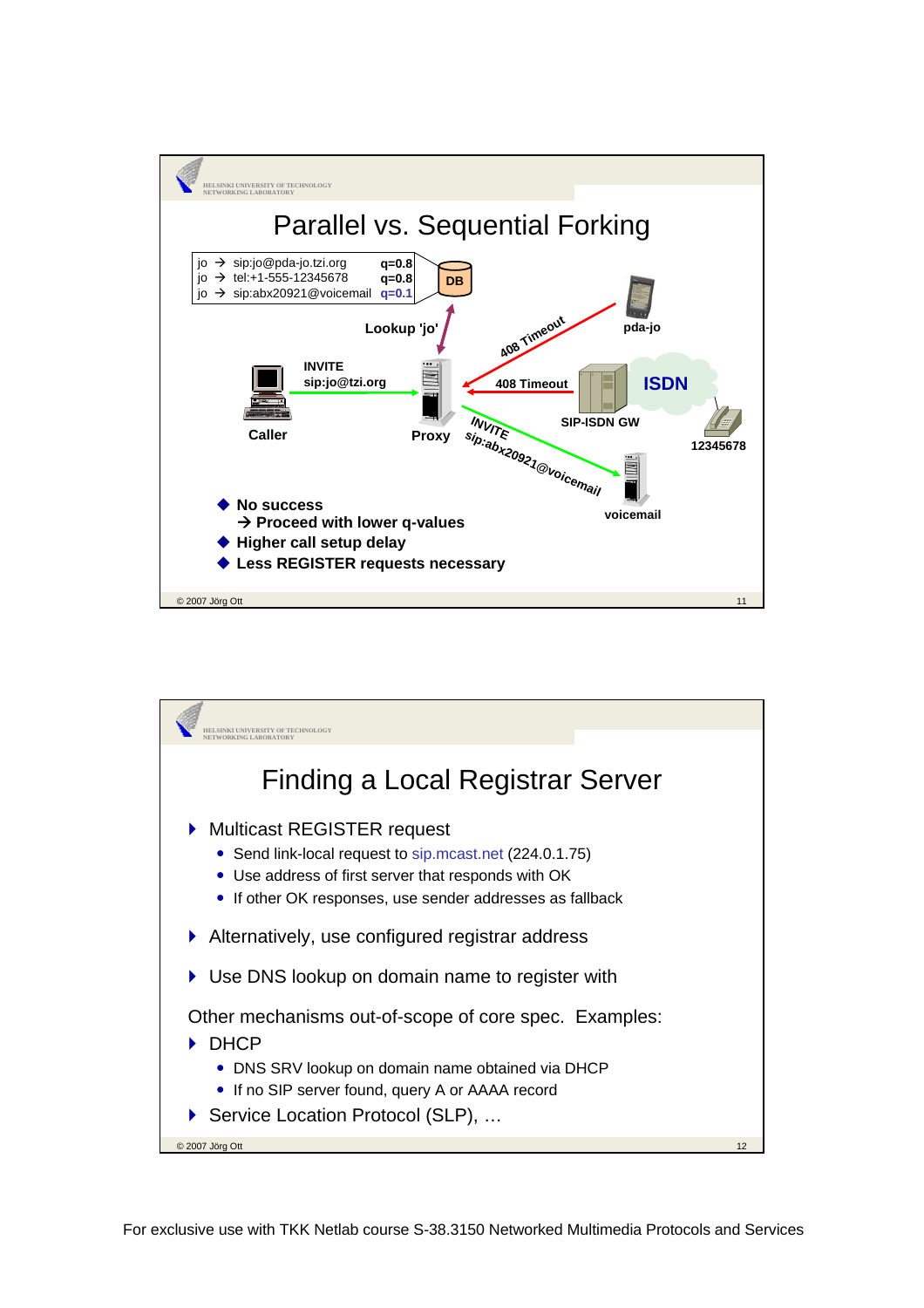# Parallel vs. Sequential Forking

| | | |
|---|---|---|
| jo → | sip:jo@pda-jo.tzi.org | q=0.8 |
| jo → | tel:+1-555-12345678 | q=0.8 |
| jo → | sip:abx20921@voicemail | q=0.1 |

DB

Lookup 'jo'

INVITE sip:jo@tzi.org

Caller

Proxy

408 Timeout

pda-jo

408 Timeout

SIP-ISDN GW

ISDN

12345678

INVITE sip:abx20921@voicemail

voicemail

- **No success**
  **→ Proceed with lower q-values**
- **Higher call setup delay**
- **Less REGISTER requests necessary**

# Finding a Local Registrar Server

- Multicast REGISTER request
  - Send link-local request to sip.mcast.net (224.0.1.75)
  - Use address of first server that responds with OK
  - If other OK responses, use sender addresses as fallback
- Alternatively, use configured registrar address
- Use DNS lookup on domain name to register with

Other mechanisms out-of-scope of core spec. Examples:

- DHCP
  - DNS SRV lookup on domain name obtained via DHCP
  - If no SIP server found, query A or AAAA record
- Service Location Protocol (SLP), …

For exclusive use with TKK Netlab course S-38.3150 Networked Multimedia Protocols and Services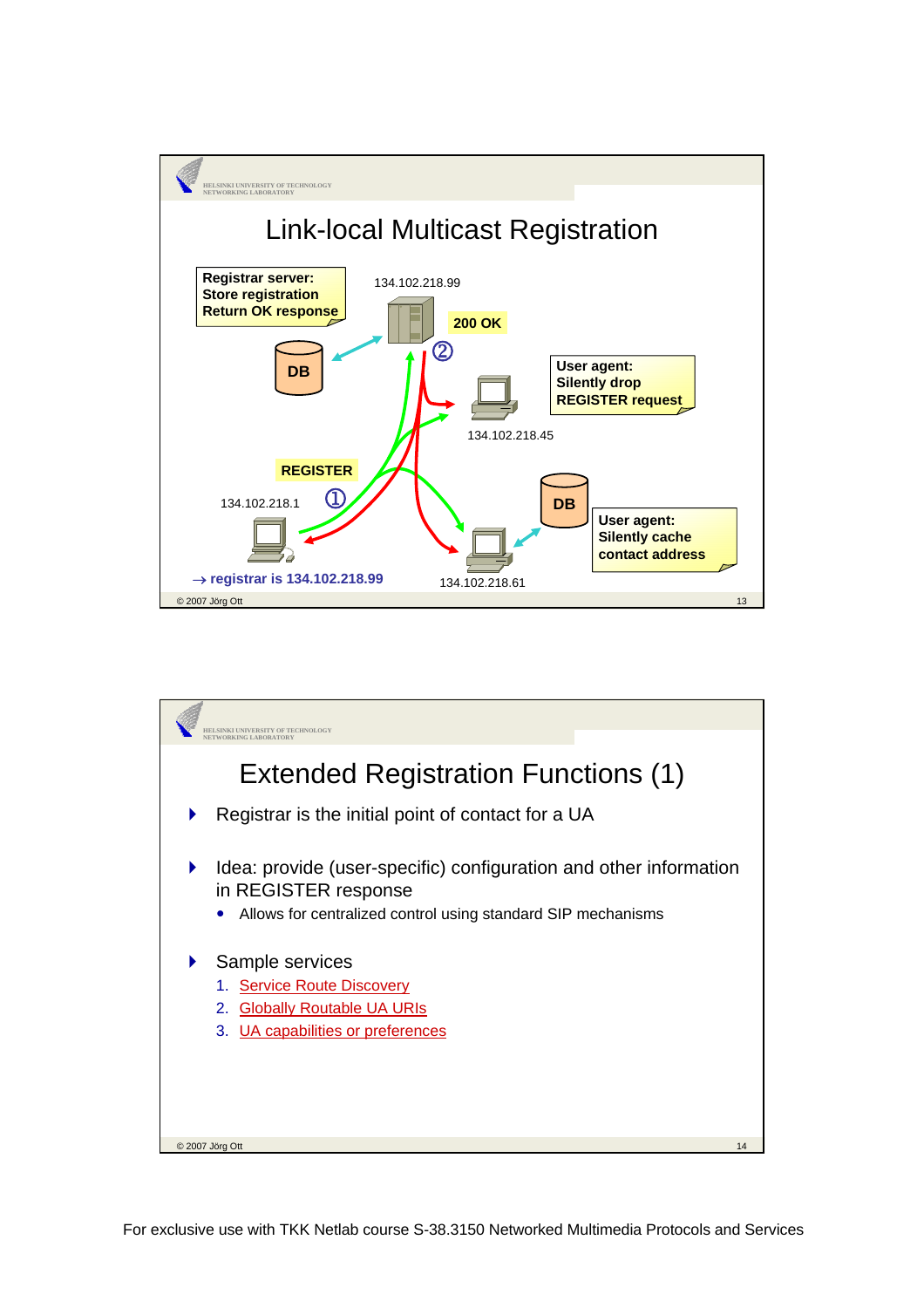## Link-local Multicast Registration

Registrar server: Store registration Return OK response

134.102.218.99

200 OK

②

DB

User agent: Silently drop REGISTER request

134.102.218.45

REGISTER

134.102.218.1

①

DB

User agent: Silently cache contact address

→ registrar is 134.102.218.99

134.102.218.61

© 2007 Jörg Ott

## Extended Registration Functions (1)

- Registrar is the initial point of contact for a UA
- Idea: provide (user-specific) configuration and other information in REGISTER response
  - Allows for centralized control using standard SIP mechanisms
- Sample services
  1. Service Route Discovery
  2. Globally Routable UA URIs
  3. UA capabilities or preferences

© 2007 Jörg Ott

For exclusive use with TKK Netlab course S-38.3150 Networked Multimedia Protocols and Services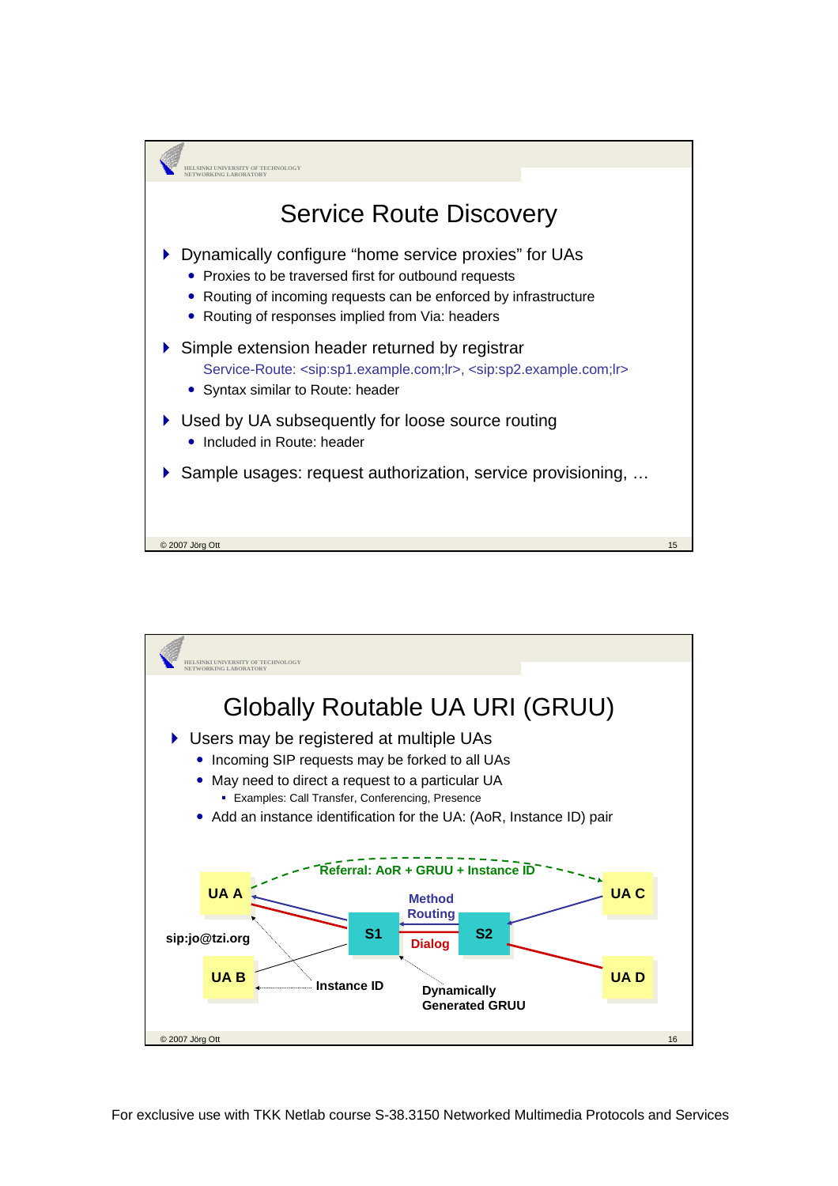# Service Route Discovery

- Dynamically configure "home service proxies" for UAs
  - Proxies to be traversed first for outbound requests
  - Routing of incoming requests can be enforced by infrastructure
  - Routing of responses implied from Via: headers
- Simple extension header returned by registrar

  Service-Route: <sip:sp1.example.com;lr>, <sip:sp2.example.com;lr>
  - Syntax similar to Route: header
- Used by UA subsequently for loose source routing
  - Included in Route: header
- Sample usages: request authorization, service provisioning, …

# Globally Routable UA URI (GRUU)

- Users may be registered at multiple UAs
  - Incoming SIP requests may be forked to all UAs
  - May need to direct a request to a particular UA
    - Examples: Call Transfer, Conferencing, Presence
  - Add an instance identification for the UA: (AoR, Instance ID) pair

Diagram labels: UA A, UA B, sip:jo@tzi.org, Instance ID, S1, S2, Method Routing, Dialog, Dynamically Generated GRUU, UA C, UA D, Referral: AoR + GRUU + Instance ID

For exclusive use with TKK Netlab course S-38.3150 Networked Multimedia Protocols and Services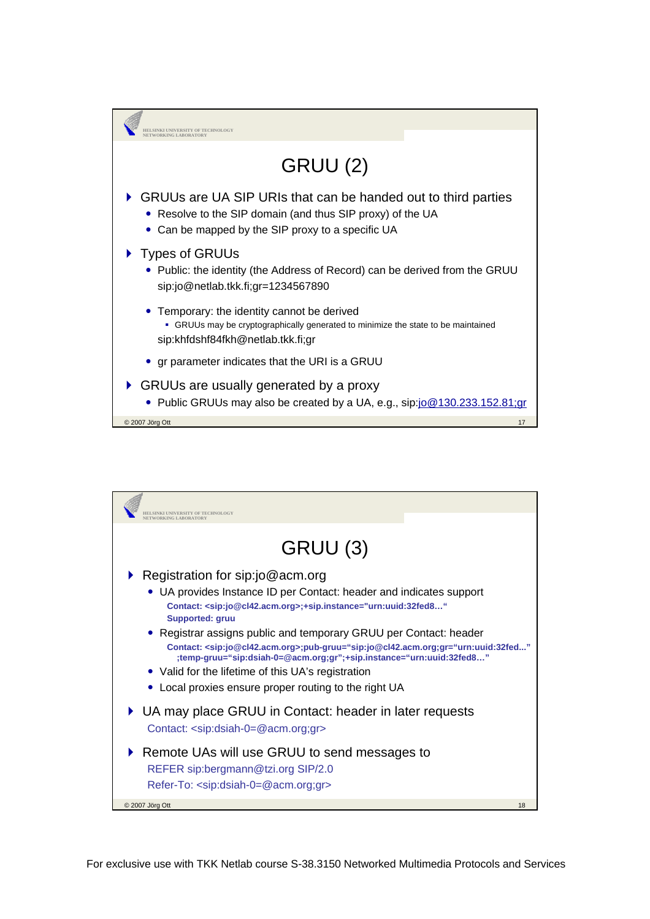# GRUU (2)

- GRUUs are UA SIP URIs that can be handed out to third parties
  - Resolve to the SIP domain (and thus SIP proxy) of the UA
  - Can be mapped by the SIP proxy to a specific UA
- Types of GRUUs
  - Public: the identity (the Address of Record) can be derived from the GRUU
    sip:jo@netlab.tkk.fi;gr=1234567890
  - Temporary: the identity cannot be derived
    - GRUUs may be cryptographically generated to minimize the state to be maintained

    sip:khfdshf84fkh@netlab.tkk.fi;gr
  - gr parameter indicates that the URI is a GRUU
- GRUUs are usually generated by a proxy
  - Public GRUUs may also be created by a UA, e.g., sip:jo@130.233.152.81;gr

# GRUU (3)

- Registration for sip:jo@acm.org
  - UA provides Instance ID per Contact: header and indicates support

    **Contact: <sip:jo@cl42.acm.org>;+sip.instance="urn:uuid:32fed8…"**
    **Supported: gruu**
  - Registrar assigns public and temporary GRUU per Contact: header

    **Contact: <sip:jo@cl42.acm.org>;pub-gruu="sip:jo@cl42.acm.org;gr="urn:uuid:32fed..."**
    **;temp-gruu="sip:dsiah-0=@acm.org;gr";+sip.instance="urn:uuid:32fed8…"**
  - Valid for the lifetime of this UA's registration
  - Local proxies ensure proper routing to the right UA
- UA may place GRUU in Contact: header in later requests

  Contact: <sip:dsiah-0=@acm.org;gr>
- Remote UAs will use GRUU to send messages to

  REFER sip:bergmann@tzi.org SIP/2.0
  Refer-To: <sip:dsiah-0=@acm.org;gr>

For exclusive use with TKK Netlab course S-38.3150 Networked Multimedia Protocols and Services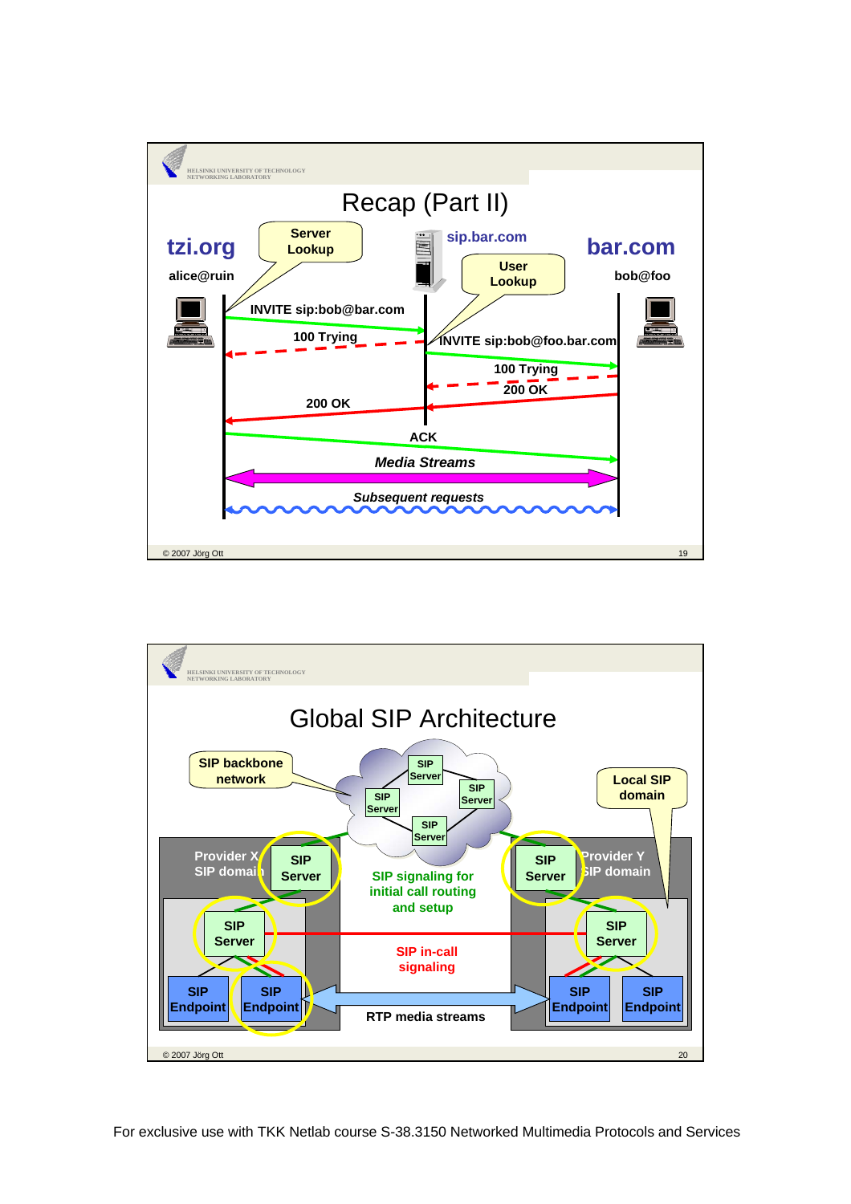## Recap (Part II)

**tzi.org** — alice@ruin

**sip.bar.com**

**bar.com** — bob@foo

Server Lookup

User Lookup

- INVITE sip:bob@bar.com
- 100 Trying
- INVITE sip:bob@foo.bar.com
- 100 Trying
- 200 OK
- 200 OK
- ACK
- *Media Streams*
- *Subsequent requests*

© 2007 Jörg Ott

## Global SIP Architecture

SIP backbone network

Local SIP domain

Provider X SIP domain

Provider Y SIP domain

SIP Server

SIP Endpoint

SIP signaling for initial call routing and setup

SIP in-call signaling

RTP media streams

© 2007 Jörg Ott

For exclusive use with TKK Netlab course S-38.3150 Networked Multimedia Protocols and Services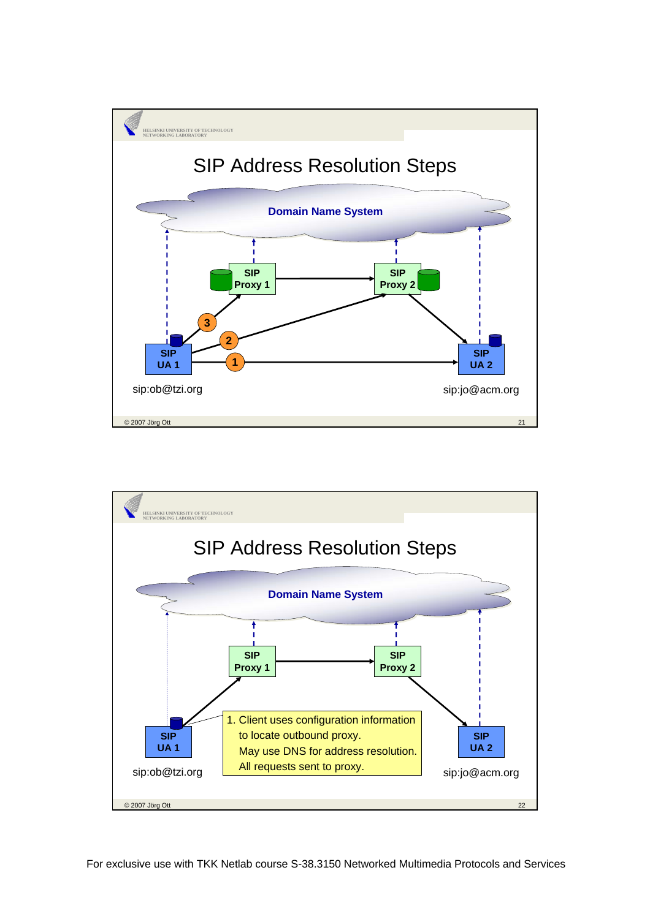# SIP Address Resolution Steps

Domain Name System

SIP Proxy 1 → SIP Proxy 2

SIP UA 1 — sip:ob@tzi.org

SIP UA 2 — sip:jo@acm.org

Steps: 1 (UA 1 → UA 2), 2 (UA 1 → Proxy 2), 3 (UA 1 → Proxy 1)

# SIP Address Resolution Steps

Domain Name System

SIP Proxy 1 → SIP Proxy 2

SIP UA 1 — sip:ob@tzi.org

SIP UA 2 — sip:jo@acm.org

1. Client uses configuration information to locate outbound proxy.
   May use DNS for address resolution.
   All requests sent to proxy.

For exclusive use with TKK Netlab course S-38.3150 Networked Multimedia Protocols and Services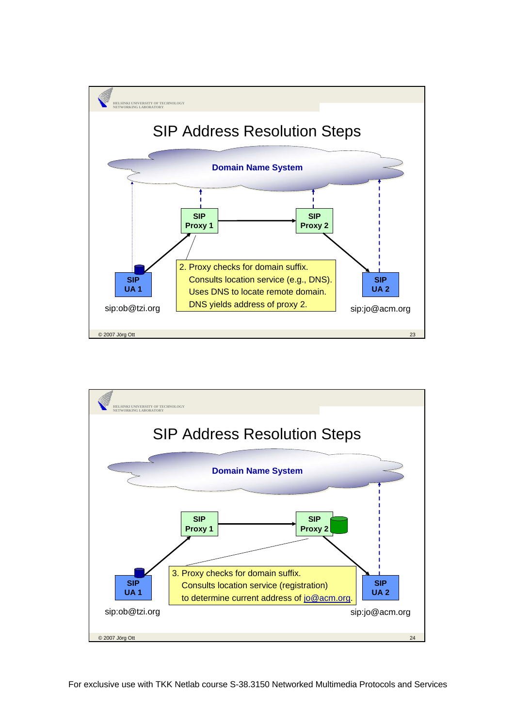# SIP Address Resolution Steps

Domain Name System

SIP Proxy 1

SIP Proxy 2

SIP UA 1

SIP UA 2

sip:ob@tzi.org

sip:jo@acm.org

2. Proxy checks for domain suffix.
   Consults location service (e.g., DNS).
   Uses DNS to locate remote domain.
   DNS yields address of proxy 2.

# SIP Address Resolution Steps

Domain Name System

SIP Proxy 1

SIP Proxy 2

SIP UA 1

SIP UA 2

sip:ob@tzi.org

sip:jo@acm.org

3. Proxy checks for domain suffix.
   Consults location service (registration)
   to determine current address of jo@acm.org.

For exclusive use with TKK Netlab course S-38.3150 Networked Multimedia Protocols and Services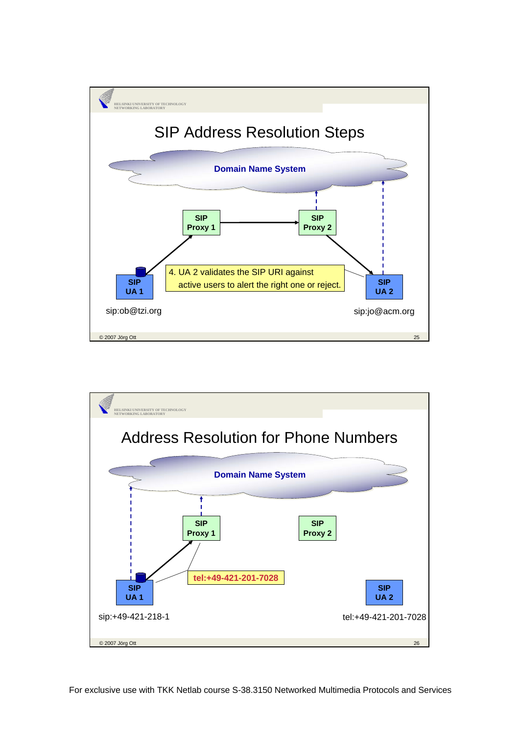## SIP Address Resolution Steps

Domain Name System

SIP Proxy 1

SIP Proxy 2

SIP UA 1

SIP UA 2

4. UA 2 validates the SIP URI against active users to alert the right one or reject.

sip:ob@tzi.org

sip:jo@acm.org

© 2007 Jörg Ott

## Address Resolution for Phone Numbers

Domain Name System

SIP Proxy 1

SIP Proxy 2

SIP UA 1

SIP UA 2

tel:+49-421-201-7028

sip:+49-421-218-1

tel:+49-421-201-7028

© 2007 Jörg Ott

For exclusive use with TKK Netlab course S-38.3150 Networked Multimedia Protocols and Services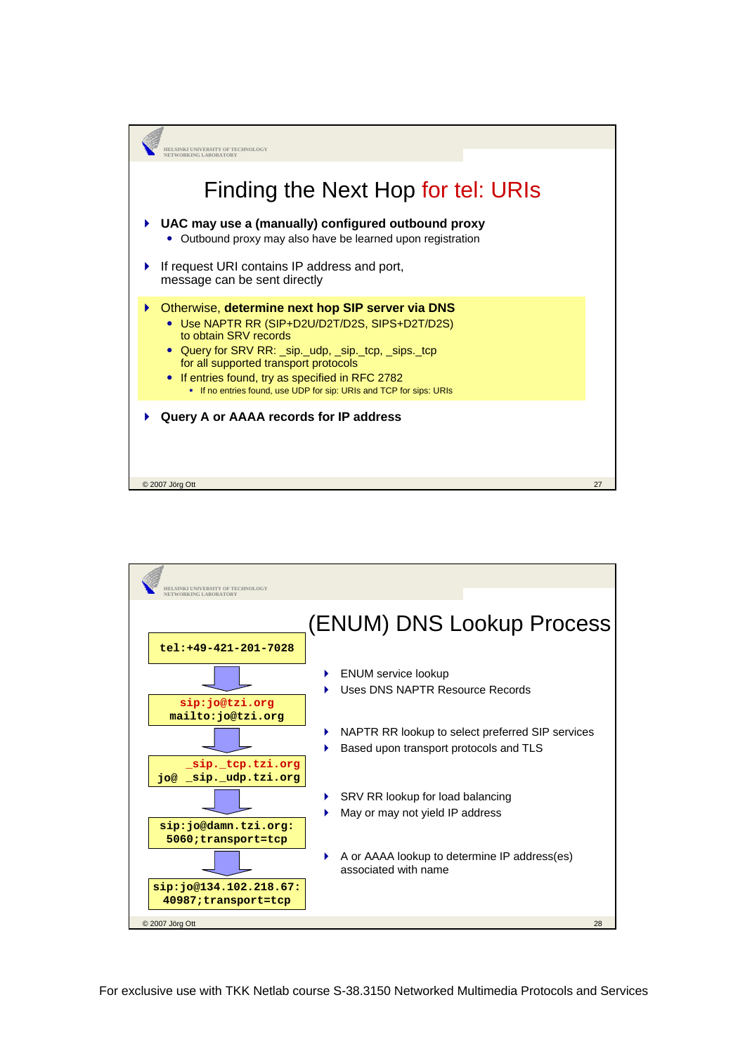## Finding the Next Hop for tel: URIs

- **UAC may use a (manually) configured outbound proxy**
  - Outbound proxy may also have be learned upon registration
- If request URI contains IP address and port, message can be sent directly
- Otherwise, **determine next hop SIP server via DNS**
  - Use NAPTR RR (SIP+D2U/D2T/D2S, SIPS+D2T/D2S) to obtain SRV records
  - Query for SRV RR: _sip._udp, _sip._tcp, _sips._tcp for all supported transport protocols
  - If entries found, try as specified in RFC 2782
    - If no entries found, use UDP for sip: URIs and TCP for sips: URIs
- **Query A or AAAA records for IP address**

© 2007 Jörg Ott

## (ENUM) DNS Lookup Process

```
tel:+49-421-201-7028
        ↓
sip:jo@tzi.org
mailto:jo@tzi.org
        ↓
    _sip._tcp.tzi.org
jo@ _sip._udp.tzi.org
        ↓
sip:jo@damn.tzi.org:
5060;transport=tcp
        ↓
sip:jo@134.102.218.67:
40987;transport=tcp
```

- ENUM service lookup
- Uses DNS NAPTR Resource Records
- NAPTR RR lookup to select preferred SIP services
- Based upon transport protocols and TLS
- SRV RR lookup for load balancing
- May or may not yield IP address
- A or AAAA lookup to determine IP address(es) associated with name

© 2007 Jörg Ott

For exclusive use with TKK Netlab course S-38.3150 Networked Multimedia Protocols and Services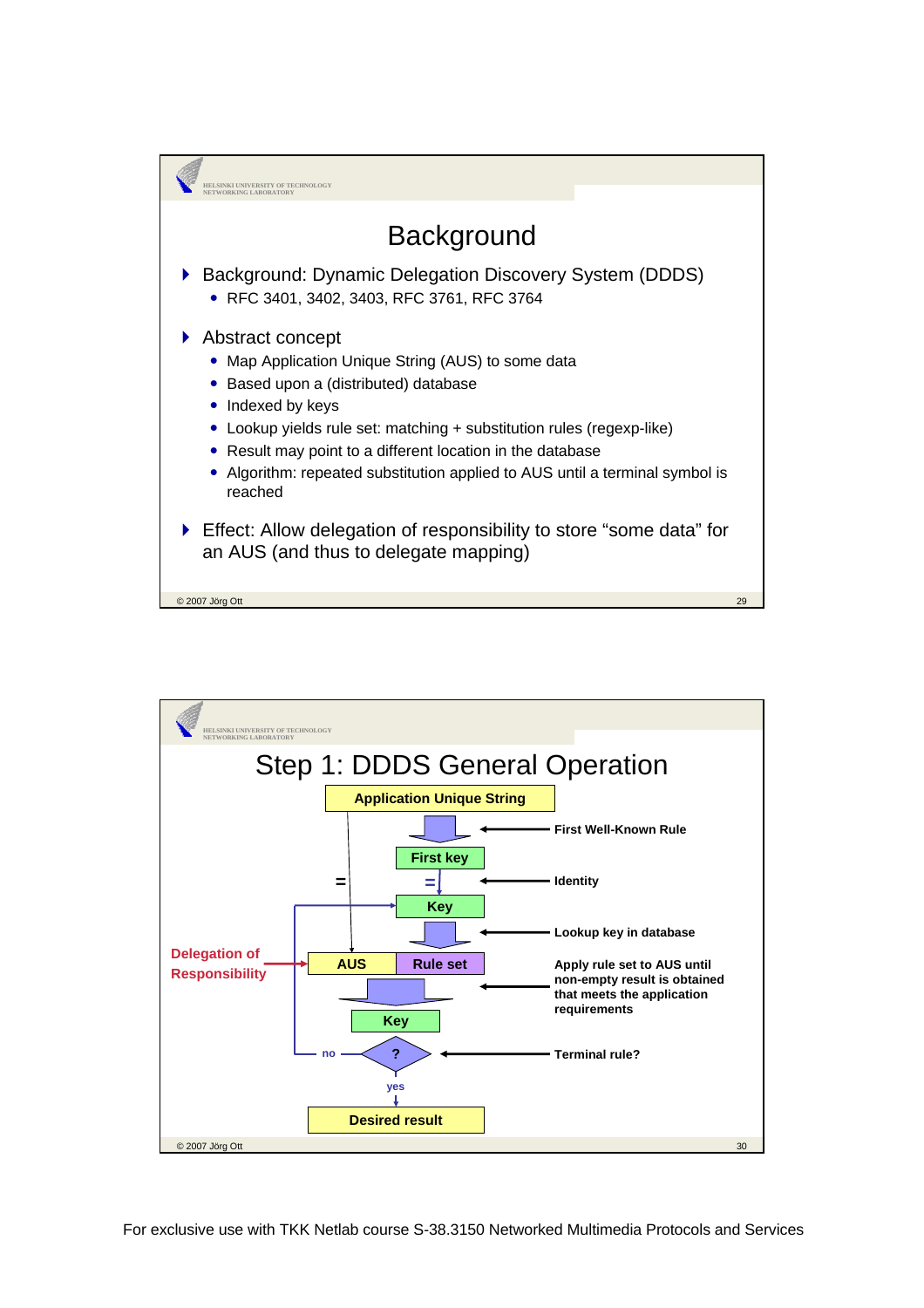# Background

- Background: Dynamic Delegation Discovery System (DDDS)
  - RFC 3401, 3402, 3403, RFC 3761, RFC 3764
- Abstract concept
  - Map Application Unique String (AUS) to some data
  - Based upon a (distributed) database
  - Indexed by keys
  - Lookup yields rule set: matching + substitution rules (regexp-like)
  - Result may point to a different location in the database
  - Algorithm: repeated substitution applied to AUS until a terminal symbol is reached
- Effect: Allow delegation of responsibility to store “some data” for an AUS (and thus to delegate mapping)

# Step 1: DDDS General Operation

Application Unique String

First Well-Known Rule

First key

Identity

Key

Lookup key in database

Delegation of Responsibility

AUS | Rule set

Apply rule set to AUS until non-empty result is obtained that meets the application requirements

Key

? — Terminal rule? (no / yes)

Desired result

For exclusive use with TKK Netlab course S-38.3150 Networked Multimedia Protocols and Services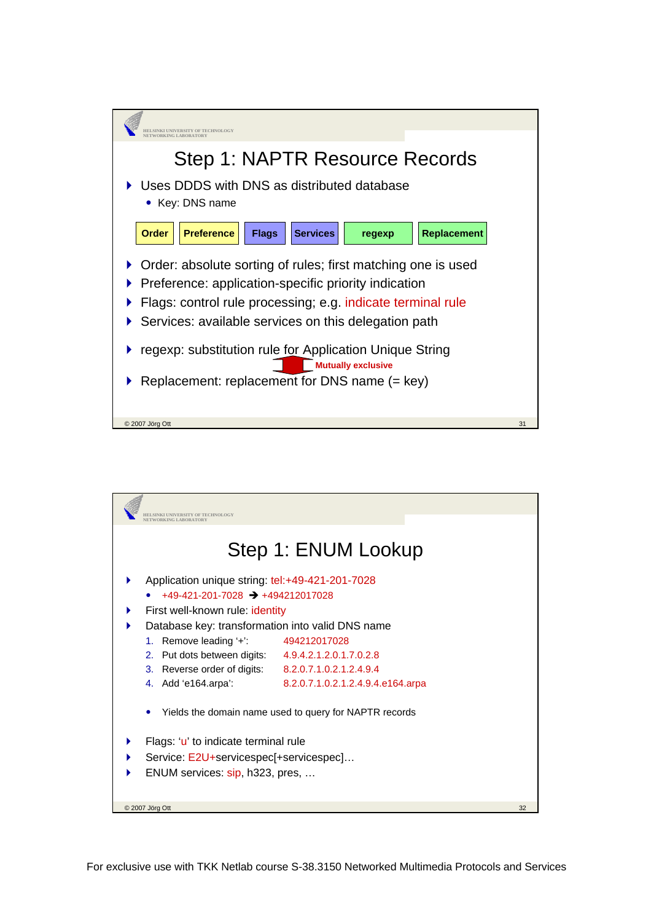# Step 1: NAPTR Resource Records

- Uses DDDS with DNS as distributed database
  - Key: DNS name

| Order | Preference | Flags | Services | regexp | Replacement |
|---|---|---|---|---|---|

- Order: absolute sorting of rules; first matching one is used
- Preference: application-specific priority indication
- Flags: control rule processing; e.g. indicate terminal rule
- Services: available services on this delegation path
- regexp: substitution rule for Application Unique String
- Replacement: replacement for DNS name (= key)

Mutually exclusive (regexp and Replacement)

# Step 1: ENUM Lookup

- Application unique string: tel:+49-421-201-7028
  - +49-421-201-7028 ➔ +494212017028
- First well-known rule: identity
- Database key: transformation into valid DNS name
  1. Remove leading '+': 494212017028
  2. Put dots between digits: 4.9.4.2.1.2.0.1.7.0.2.8
  3. Reverse order of digits: 8.2.0.7.1.0.2.1.2.4.9.4
  4. Add 'e164.arpa': 8.2.0.7.1.0.2.1.2.4.9.4.e164.arpa

  - Yields the domain name used to query for NAPTR records
- Flags: 'u' to indicate terminal rule
- Service: E2U+servicespec[+servicespec]…
- ENUM services: sip, h323, pres, …

For exclusive use with TKK Netlab course S-38.3150 Networked Multimedia Protocols and Services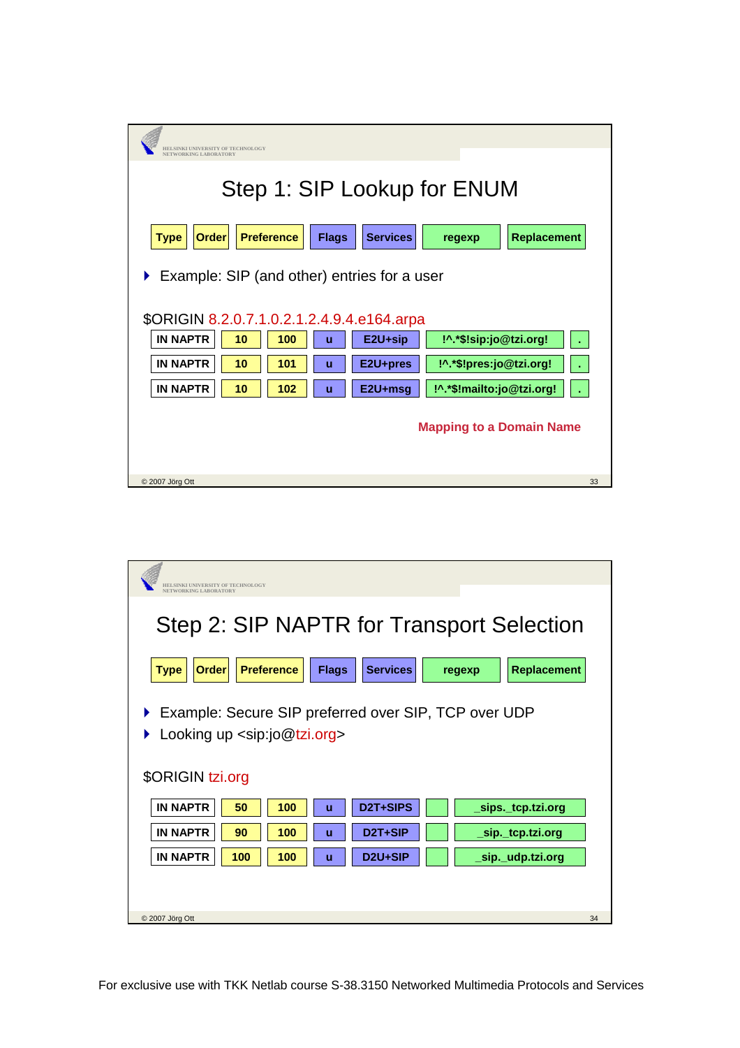## Step 1: SIP Lookup for ENUM

| Type | Order | Preference | Flags | Services | regexp | Replacement |
|---|---|---|---|---|---|---|

- Example: SIP (and other) entries for a user

$ORIGIN 8.2.0.7.1.0.2.1.2.4.9.4.e164.arpa

| Type | Order | Preference | Flags | Services | regexp | Replacement |
|---|---|---|---|---|---|---|
| IN NAPTR | 10 | 100 | u | E2U+sip | !^.*$!sip:jo@tzi.org! | . |
| IN NAPTR | 10 | 101 | u | E2U+pres | !^.*$!pres:jo@tzi.org! | . |
| IN NAPTR | 10 | 102 | u | E2U+msg | !^.*$!mailto:jo@tzi.org! | . |

**Mapping to a Domain Name**

© 2007 Jörg Ott

## Step 2: SIP NAPTR for Transport Selection

| Type | Order | Preference | Flags | Services | regexp | Replacement |
|---|---|---|---|---|---|---|

- Example: Secure SIP preferred over SIP, TCP over UDP
- Looking up <sip:jo@tzi.org>

$ORIGIN tzi.org

| Type | Order | Preference | Flags | Services | regexp | Replacement |
|---|---|---|---|---|---|---|
| IN NAPTR | 50 | 100 | u | D2T+SIPS | | _sips._tcp.tzi.org |
| IN NAPTR | 90 | 100 | u | D2T+SIP | | _sip._tcp.tzi.org |
| IN NAPTR | 100 | 100 | u | D2U+SIP | | _sip._udp.tzi.org |

© 2007 Jörg Ott

For exclusive use with TKK Netlab course S-38.3150 Networked Multimedia Protocols and Services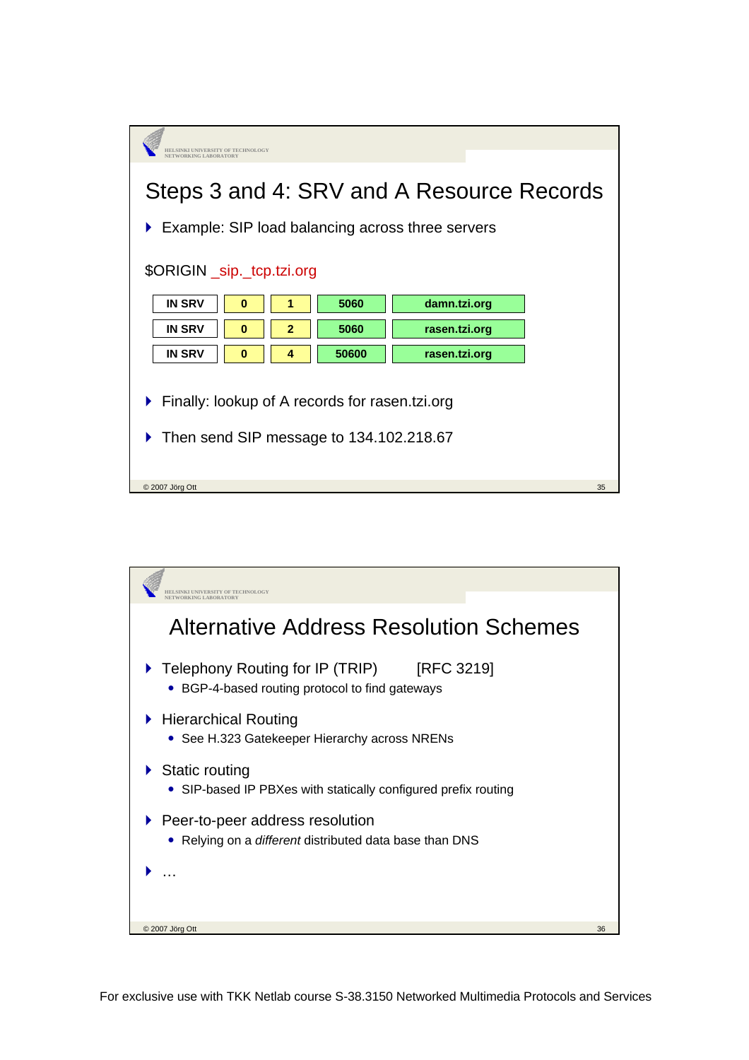# Steps 3 and 4: SRV and A Resource Records

- Example: SIP load balancing across three servers

$ORIGIN _sip._tcp.tzi.org

| | | | | |
|---|---|---|---|---|
| IN SRV | 0 | 1 | 5060 | damn.tzi.org |
| IN SRV | 0 | 2 | 5060 | rasen.tzi.org |
| IN SRV | 0 | 4 | 50600 | rasen.tzi.org |

- Finally: lookup of A records for rasen.tzi.org
- Then send SIP message to 134.102.218.67

# Alternative Address Resolution Schemes

- Telephony Routing for IP (TRIP) [RFC 3219]
  - BGP-4-based routing protocol to find gateways
- Hierarchical Routing
  - See H.323 Gatekeeper Hierarchy across NRENs
- Static routing
  - SIP-based IP PBXes with statically configured prefix routing
- Peer-to-peer address resolution
  - Relying on a *different* distributed data base than DNS
- …

For exclusive use with TKK Netlab course S-38.3150 Networked Multimedia Protocols and Services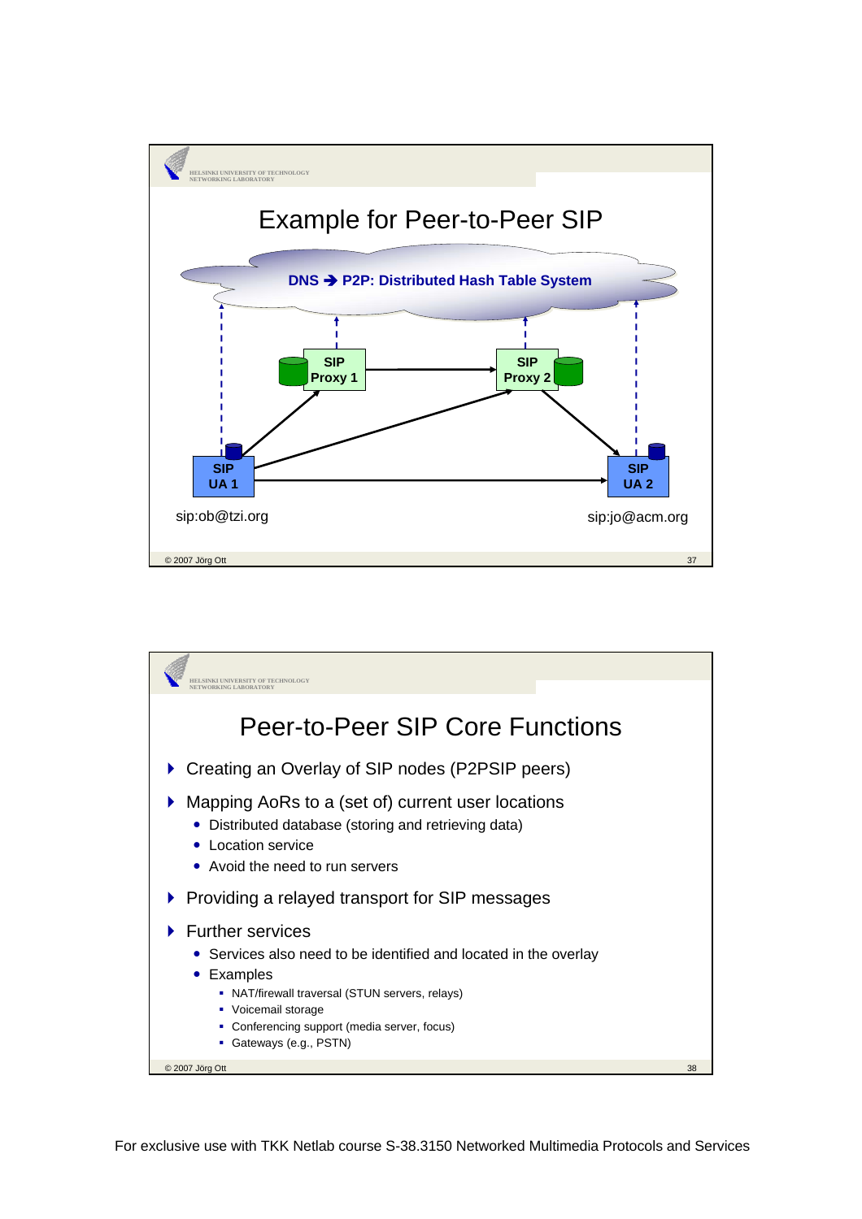# Example for Peer-to-Peer SIP

DNS ➔ P2P: Distributed Hash Table System

SIP Proxy 1

SIP Proxy 2

SIP UA 1

SIP UA 2

sip:ob@tzi.org

sip:jo@acm.org

# Peer-to-Peer SIP Core Functions

- Creating an Overlay of SIP nodes (P2PSIP peers)
- Mapping AoRs to a (set of) current user locations
  - Distributed database (storing and retrieving data)
  - Location service
  - Avoid the need to run servers
- Providing a relayed transport for SIP messages
- Further services
  - Services also need to be identified and located in the overlay
  - Examples
    - NAT/firewall traversal (STUN servers, relays)
    - Voicemail storage
    - Conferencing support (media server, focus)
    - Gateways (e.g., PSTN)

For exclusive use with TKK Netlab course S-38.3150 Networked Multimedia Protocols and Services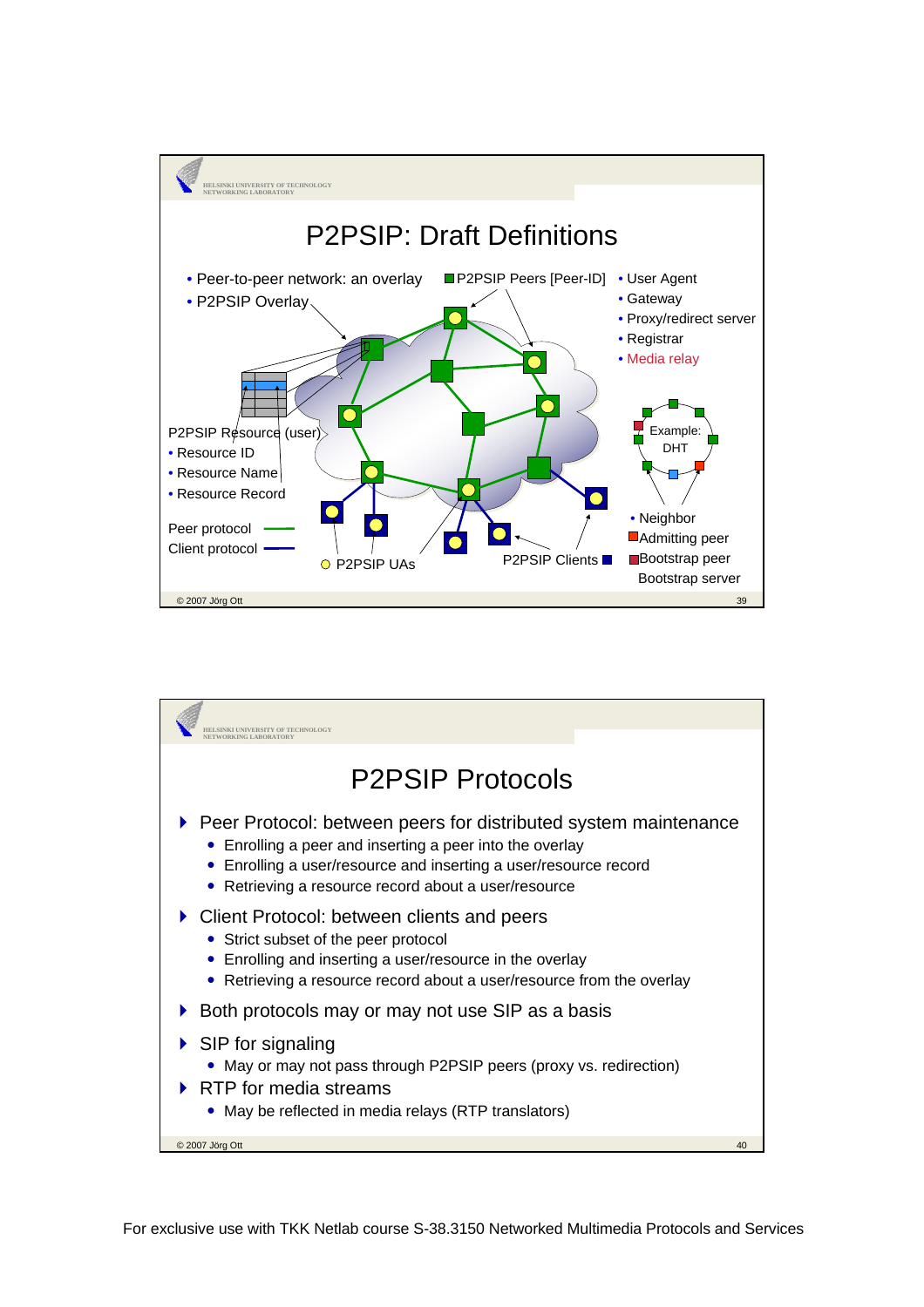# P2PSIP: Draft Definitions

- Peer-to-peer network: an overlay
- P2PSIP Overlay

P2PSIP Peers [Peer-ID]

- User Agent
- Gateway
- Proxy/redirect server
- Registrar
- Media relay

P2PSIP Resource (user)
- Resource ID
- Resource Name
- Resource Record

Example: DHT

- Neighbor

Admitting peer

Bootstrap peer

Bootstrap server

Peer protocol

Client protocol

P2PSIP UAs

P2PSIP Clients

# P2PSIP Protocols

- Peer Protocol: between peers for distributed system maintenance
  - Enrolling a peer and inserting a peer into the overlay
  - Enrolling a user/resource and inserting a user/resource record
  - Retrieving a resource record about a user/resource
- Client Protocol: between clients and peers
  - Strict subset of the peer protocol
  - Enrolling and inserting a user/resource in the overlay
  - Retrieving a resource record about a user/resource from the overlay
- Both protocols may or may not use SIP as a basis
- SIP for signaling
  - May or may not pass through P2PSIP peers (proxy vs. redirection)
- RTP for media streams
  - May be reflected in media relays (RTP translators)

For exclusive use with TKK Netlab course S-38.3150 Networked Multimedia Protocols and Services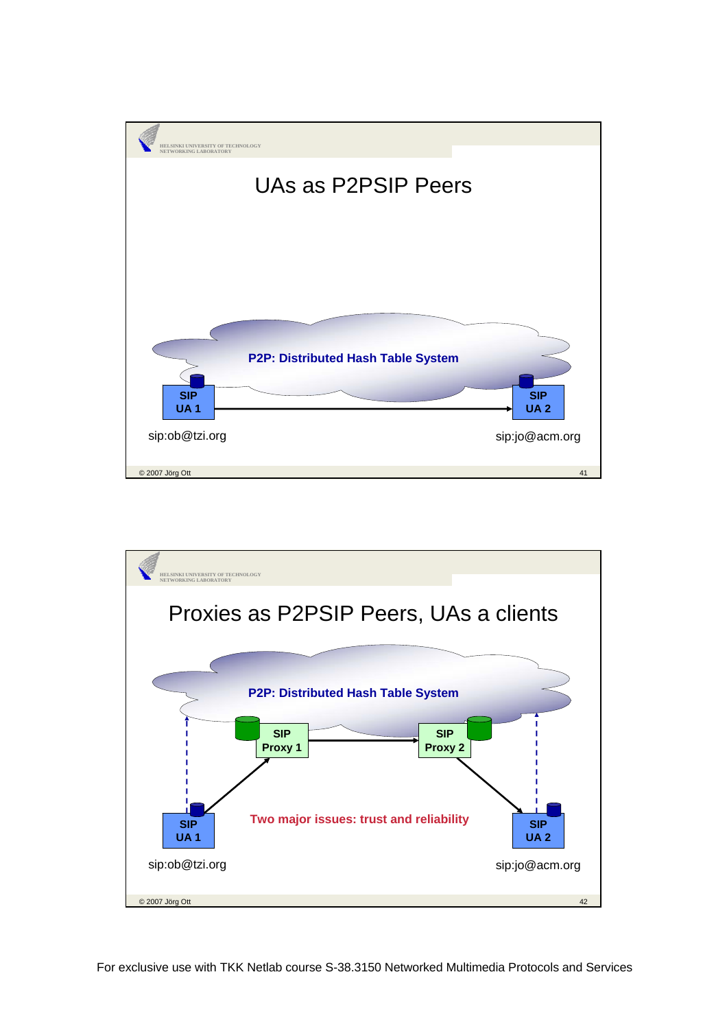## UAs as P2PSIP Peers

P2P: Distributed Hash Table System

SIP UA 1 — sip:ob@tzi.org

SIP UA 2 — sip:jo@acm.org

## Proxies as P2PSIP Peers, UAs a clients

P2P: Distributed Hash Table System

SIP Proxy 1

SIP Proxy 2

Two major issues: trust and reliability

SIP UA 1 — sip:ob@tzi.org

SIP UA 2 — sip:jo@acm.org

For exclusive use with TKK Netlab course S-38.3150 Networked Multimedia Protocols and Services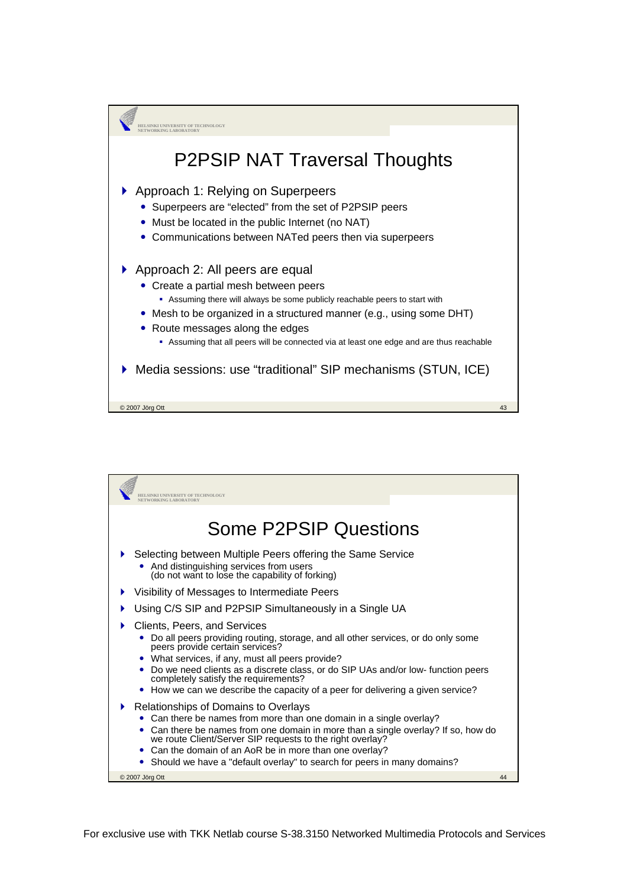# P2PSIP NAT Traversal Thoughts

- Approach 1: Relying on Superpeers
  - Superpeers are "elected" from the set of P2PSIP peers
  - Must be located in the public Internet (no NAT)
  - Communications between NATed peers then via superpeers
- Approach 2: All peers are equal
  - Create a partial mesh between peers
    - Assuming there will always be some publicly reachable peers to start with
  - Mesh to be organized in a structured manner (e.g., using some DHT)
  - Route messages along the edges
    - Assuming that all peers will be connected via at least one edge and are thus reachable
- Media sessions: use "traditional" SIP mechanisms (STUN, ICE)

# Some P2PSIP Questions

- Selecting between Multiple Peers offering the Same Service
  - And distinguishing services from users (do not want to lose the capability of forking)
- Visibility of Messages to Intermediate Peers
- Using C/S SIP and P2PSIP Simultaneously in a Single UA
- Clients, Peers, and Services
  - Do all peers providing routing, storage, and all other services, or do only some peers provide certain services?
  - What services, if any, must all peers provide?
  - Do we need clients as a discrete class, or do SIP UAs and/or low- function peers completely satisfy the requirements?
  - How we can we describe the capacity of a peer for delivering a given service?
- Relationships of Domains to Overlays
  - Can there be names from more than one domain in a single overlay?
  - Can there be names from one domain in more than a single overlay? If so, how do we route Client/Server SIP requests to the right overlay?
  - Can the domain of an AoR be in more than one overlay?
  - Should we have a "default overlay" to search for peers in many domains?

For exclusive use with TKK Netlab course S-38.3150 Networked Multimedia Protocols and Services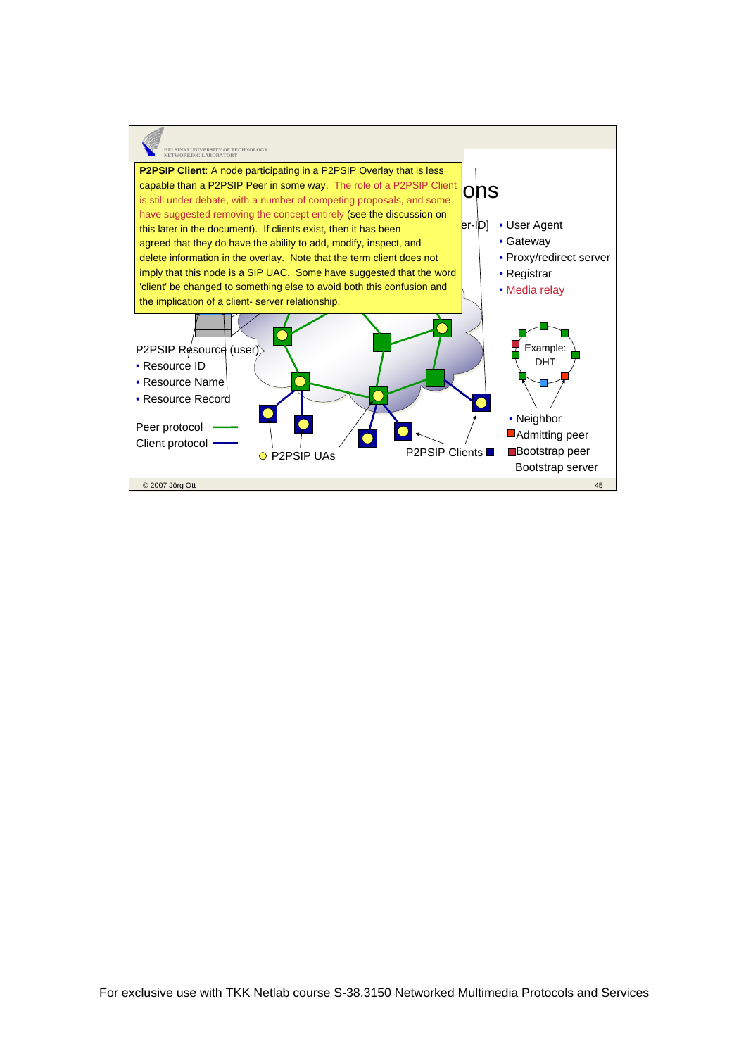**P2PSIP Client**: A node participating in a P2PSIP Overlay that is less capable than a P2PSIP Peer in some way. The role of a P2PSIP Client is still under debate, with a number of competing proposals, and some have suggested removing the concept entirely (see the discussion on this later in the document). If clients exist, then it has been agreed that they do have the ability to add, modify, inspect, and delete information in the overlay. Note that the term client does not imply that this node is a SIP UAC. Some have suggested that the word 'client' be changed to something else to avoid both this confusion and the implication of a client- server relationship.

ons

er-ID]

- User Agent
- Gateway
- Proxy/redirect server
- Registrar
- Media relay

P2PSIP Resource (user)

- Resource ID
- Resource Name
- Resource Record

Peer protocol

Client protocol

P2PSIP UAs

P2PSIP Clients

Example: DHT

- Neighbor

Admitting peer

Bootstrap peer

Bootstrap server

© 2007 Jörg Ott

For exclusive use with TKK Netlab course S-38.3150 Networked Multimedia Protocols and Services